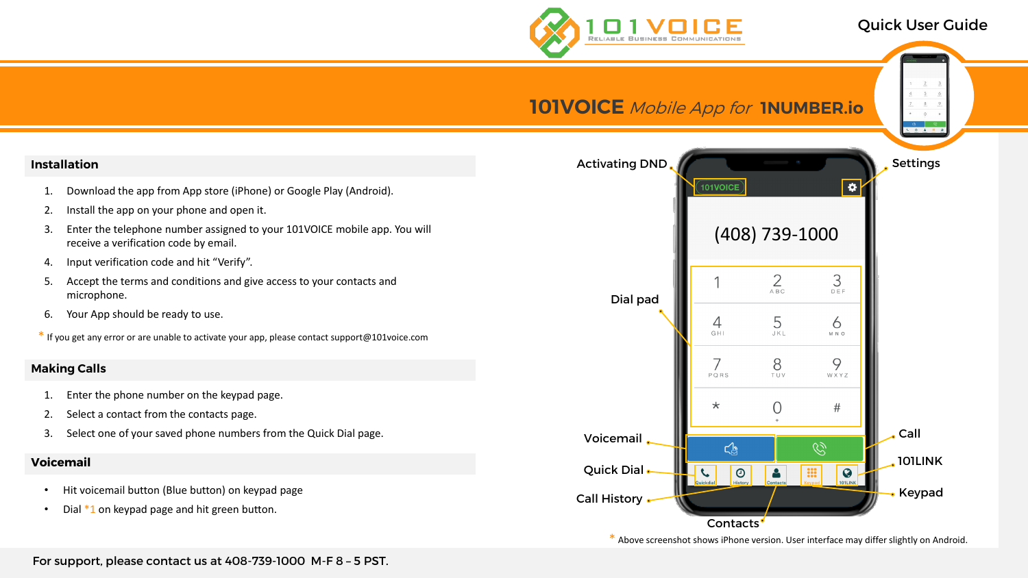# 101VOICE Quick User Guide

## 101VOICE *Mobile App for* 1NUMBER.io

### Installation

1. Download the app from App store (iPhone) or Google Play (Android).
2. Install the app on your phone and open it.
3. Enter the telephone number assigned to your 101VOICE mobile app. You will receive a verification code by email.
4. Input verification code and hit "Verify".
5. Accept the terms and conditions and give access to your contacts and microphone.
6. Your App should be ready to use.

\* If you get any error or are unable to activate your app, please contact support@101voice.com

### Making Calls

1. Enter the phone number on the keypad page.
2. Select a contact from the contacts page.
3. Select one of your saved phone numbers from the Quick Dial page.

### Voicemail

- Hit voicemail button (Blue button) on keypad page
- Dial *1 on keypad page and hit green button.

Activating DND · Settings · Dial pad · Voicemail · Call · Quick Dial · 101LINK · Call History · Keypad · Contacts

\* Above screenshot shows iPhone version. User interface may differ slightly on Android.

For support, please contact us at 408-739-1000 M-F 8 – 5 PST.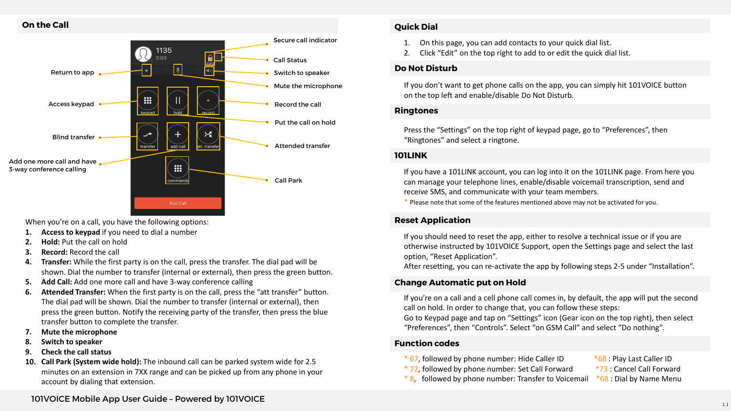## On the Call

Secure call indicator

Return to app

Call Status

Switch to speaker

Mute the microphone

Access keypad

Record the call

Put the call on hold

Blind transfer

Attended transfer

Add one more call and have 3-way conference calling

Call Park

When you're on a call, you have the following options:

1. **Access to keypad** if you need to dial a number
2. **Hold:** Put the call on hold
3. **Record:** Record the call
4. **Transfer:** While the first party is on the call, press the transfer. The dial pad will be shown. Dial the number to transfer (internal or external), then press the green button.
5. **Add Call:** Add one more call and have 3-way conference calling
6. **Attended Transfer:** When the first party is on the call, press the "att transfer" button. The dial pad will be shown. Dial the number to transfer (internal or external), then press the green button. Notify the receiving party of the transfer, then press the blue transfer button to complete the transfer.
7. **Mute the microphone**
8. **Switch to speaker**
9. **Check the call status**
10. **Call Park (System wide hold):** The inbound call can be parked system wide for 2.5 minutes on an extension in 7XX range and can be picked up from any phone in your account by dialing that extension.

## Quick Dial

1. On this page, you can add contacts to your quick dial list.
2. Click "Edit" on the top right to add to or edit the quick dial list.

## Do Not Disturb

If you don't want to get phone calls on the app, you can simply hit 101VOICE button on the top left and enable/disable Do Not Disturb.

## Ringtones

Press the "Settings" on the top right of keypad page, go to "Preferences", then "Ringtones" and select a ringtone.

## 101LINK

If you have a 101LINK account, you can log into it on the 101LINK page. From here you can manage your telephone lines, enable/disable voicemail transcription, send and receive SMS, and communicate with your team members.

* Please note that some of the features mentioned above may not be activated for you.

## Reset Application

If you should need to reset the app, either to resolve a technical issue or if you are otherwise instructed by 101VOICE Support, open the Settings page and select the last option, "Reset Application".

After resetting, you can re-activate the app by following steps 2-5 under "Installation".

## Change Automatic put on Hold

If you're on a call and a cell phone call comes in, by default, the app will put the second call on hold. In order to change that, you can follow these steps:

Go to Keypad page and tap on "Settings" icon (Gear icon on the top right), then select "Preferences", then "Controls". Select "on GSM Call" and select "Do nothing".

## Function codes

* 67, followed by phone number: Hide Caller ID
* 72, followed by phone number: Set Call Forward
* 8, followed by phone number: Transfer to Voicemail

*68 : Play Last Caller ID
*73 : Cancel Call Forward
*68 : Dial by Name Menu